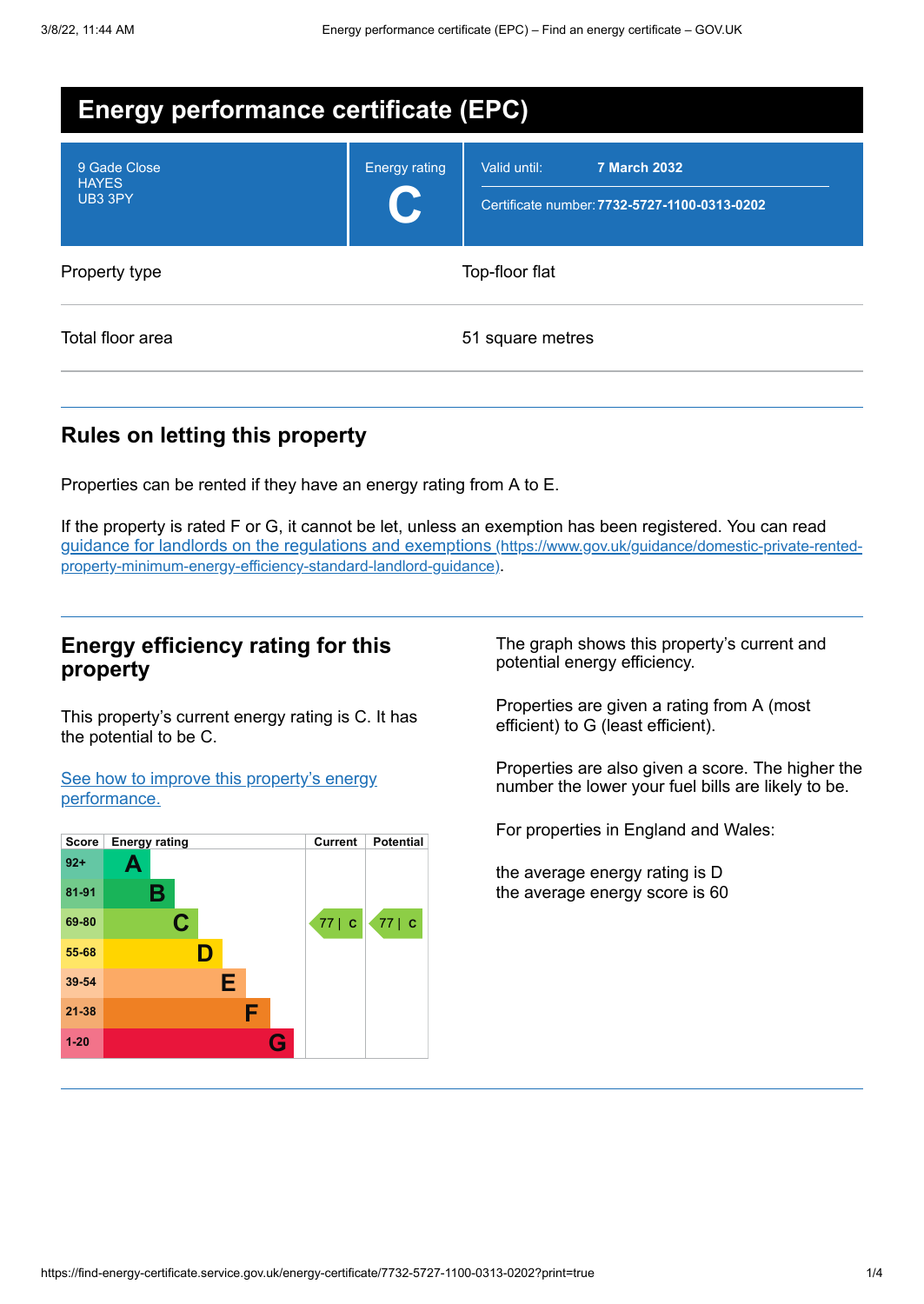# Energy performance certificate (EPC)

9 Gade Close
HAYES
UB3 3PY

Energy rating: **C**

Valid until: **7 March 2032**

Certificate number: **7732-5727-1100-0313-0202**

| | |
|---|---|
| Property type | Top-floor flat |
| Total floor area | 51 square metres |

## Rules on letting this property

Properties can be rented if they have an energy rating from A to E.

If the property is rated F or G, it cannot be let, unless an exemption has been registered. You can read guidance for landlords on the regulations and exemptions (https://www.gov.uk/guidance/domestic-private-rented-property-minimum-energy-efficiency-standard-landlord-guidance).

## Energy efficiency rating for this property

This property's current energy rating is C. It has the potential to be C.

See how to improve this property's energy performance.

| Score | Energy rating | Current | Potential |
|---|---|---|---|
| 92+ | A | | |
| 81-91 | B | | |
| 69-80 | C | 77 \| C | 77 \| C |
| 55-68 | D | | |
| 39-54 | E | | |
| 21-38 | F | | |
| 1-20 | G | | |

The graph shows this property's current and potential energy efficiency.

Properties are given a rating from A (most efficient) to G (least efficient).

Properties are also given a score. The higher the number the lower your fuel bills are likely to be.

For properties in England and Wales:

the average energy rating is D
the average energy score is 60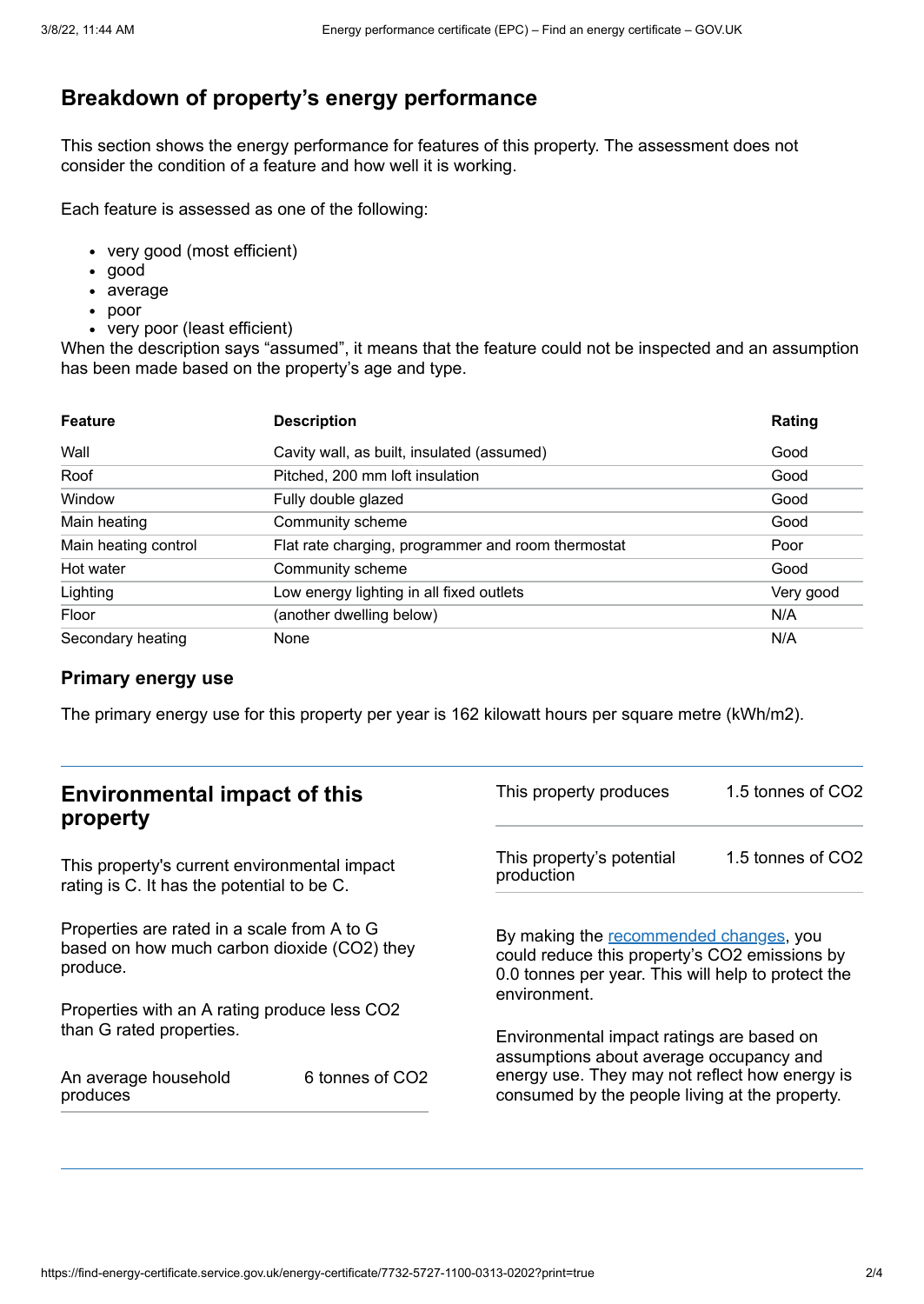## Breakdown of property's energy performance

This section shows the energy performance for features of this property. The assessment does not consider the condition of a feature and how well it is working.

Each feature is assessed as one of the following:

- very good (most efficient)
- good
- average
- poor
- very poor (least efficient)

When the description says "assumed", it means that the feature could not be inspected and an assumption has been made based on the property's age and type.

| Feature | Description | Rating |
|---|---|---|
| Wall | Cavity wall, as built, insulated (assumed) | Good |
| Roof | Pitched, 200 mm loft insulation | Good |
| Window | Fully double glazed | Good |
| Main heating | Community scheme | Good |
| Main heating control | Flat rate charging, programmer and room thermostat | Poor |
| Hot water | Community scheme | Good |
| Lighting | Low energy lighting in all fixed outlets | Very good |
| Floor | (another dwelling below) | N/A |
| Secondary heating | None | N/A |

### Primary energy use

The primary energy use for this property per year is 162 kilowatt hours per square metre (kWh/m2).

## Environmental impact of this property

This property's current environmental impact rating is C. It has the potential to be C.

Properties are rated in a scale from A to G based on how much carbon dioxide ($CO_2$) they produce.

Properties with an A rating produce less $CO_2$ than G rated properties.

| | |
|---|---|
| An average household produces | 6 tonnes of $CO_2$ |

| | |
|---|---|
| This property produces | 1.5 tonnes of $CO_2$ |
| This property's potential production | 1.5 tonnes of $CO_2$ |

By making the recommended changes, you could reduce this property's $CO_2$ emissions by 0.0 tonnes per year. This will help to protect the environment.

Environmental impact ratings are based on assumptions about average occupancy and energy use. They may not reflect how energy is consumed by the people living at the property.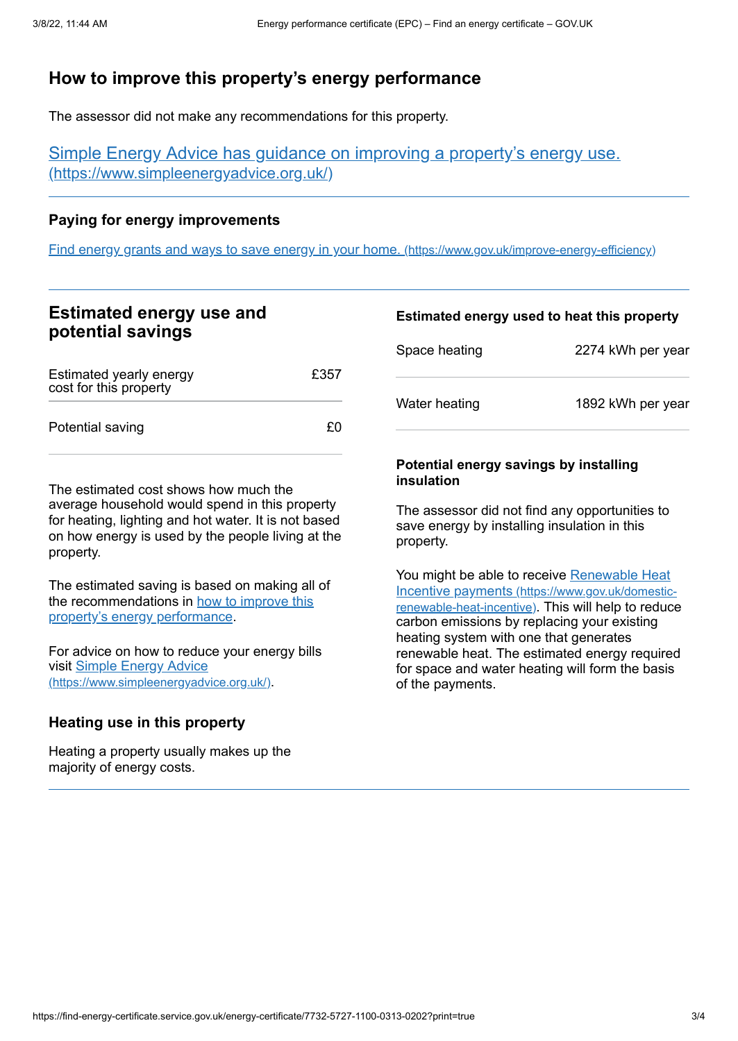## How to improve this property's energy performance

The assessor did not make any recommendations for this property.

[Simple Energy Advice has guidance on improving a property's energy use. (https://www.simpleenergyadvice.org.uk/)](https://www.simpleenergyadvice.org.uk/)

### Paying for energy improvements

[Find energy grants and ways to save energy in your home. (https://www.gov.uk/improve-energy-efficiency)](https://www.gov.uk/improve-energy-efficiency)

## Estimated energy use and potential savings

| | |
|---|---|
| Estimated yearly energy cost for this property | £357 |
| Potential saving | £0 |

The estimated cost shows how much the average household would spend in this property for heating, lighting and hot water. It is not based on how energy is used by the people living at the property.

The estimated saving is based on making all of the recommendations in [how to improve this property's energy performance](#how-to-improve-this-propertys-energy-performance).

For advice on how to reduce your energy bills visit [Simple Energy Advice (https://www.simpleenergyadvice.org.uk/)](https://www.simpleenergyadvice.org.uk/).

### Heating use in this property

Heating a property usually makes up the majority of energy costs.

### Estimated energy used to heat this property

| | |
|---|---|
| Space heating | 2274 kWh per year |
| Water heating | 1892 kWh per year |

### Potential energy savings by installing insulation

The assessor did not find any opportunities to save energy by installing insulation in this property.

You might be able to receive [Renewable Heat Incentive payments (https://www.gov.uk/domestic-renewable-heat-incentive)](https://www.gov.uk/domestic-renewable-heat-incentive). This will help to reduce carbon emissions by replacing your existing heating system with one that generates renewable heat. The estimated energy required for space and water heating will form the basis of the payments.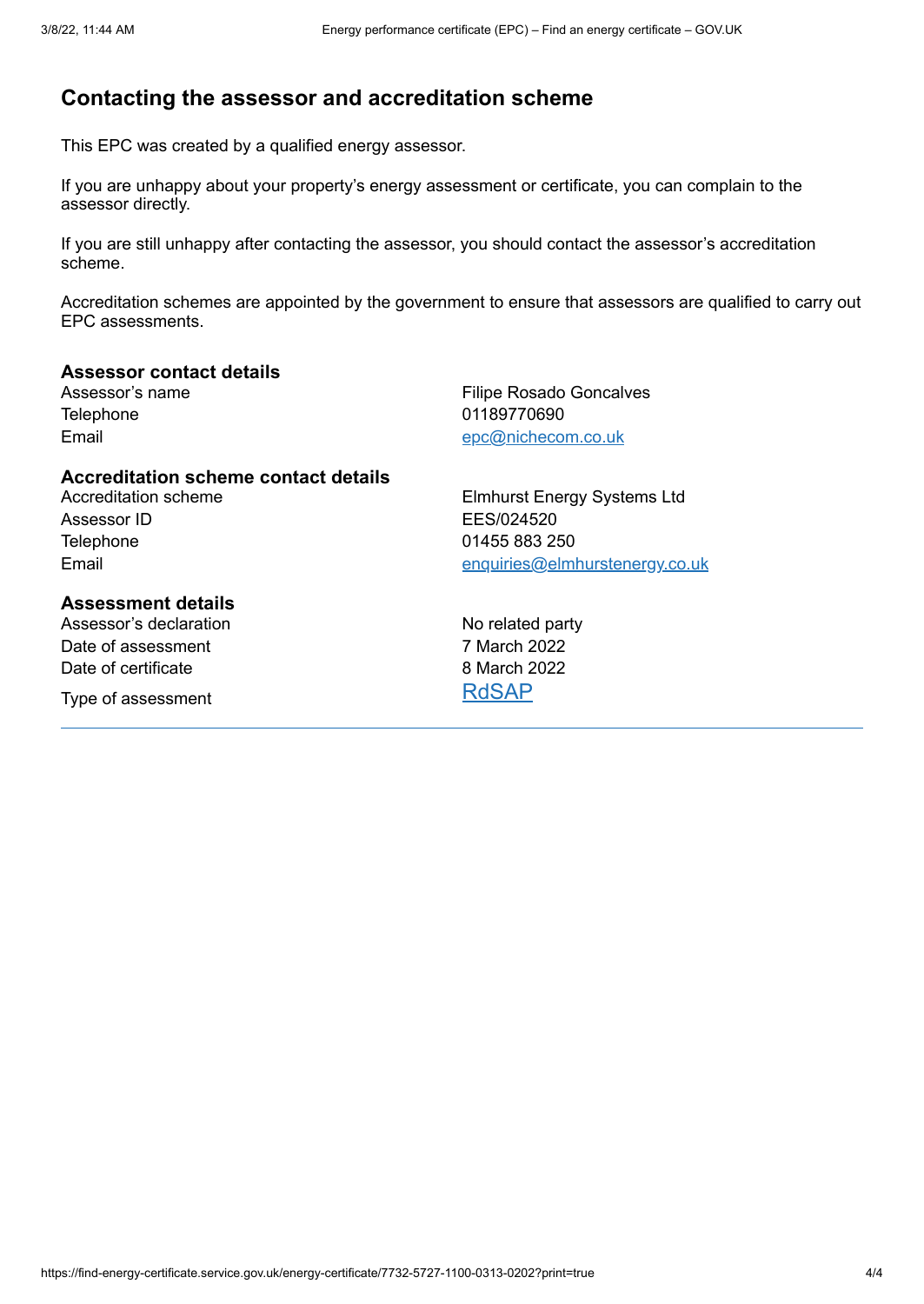## Contacting the assessor and accreditation scheme

This EPC was created by a qualified energy assessor.

If you are unhappy about your property's energy assessment or certificate, you can complain to the assessor directly.

If you are still unhappy after contacting the assessor, you should contact the assessor's accreditation scheme.

Accreditation schemes are appointed by the government to ensure that assessors are qualified to carry out EPC assessments.

### Assessor contact details

| | |
|---|---|
| Assessor's name | Filipe Rosado Goncalves |
| Telephone | 01189770690 |
| Email | epc@nichecom.co.uk |

### Accreditation scheme contact details

| | |
|---|---|
| Accreditation scheme | Elmhurst Energy Systems Ltd |
| Assessor ID | EES/024520 |
| Telephone | 01455 883 250 |
| Email | enquiries@elmhurstenergy.co.uk |

### Assessment details

| | |
|---|---|
| Assessor's declaration | No related party |
| Date of assessment | 7 March 2022 |
| Date of certificate | 8 March 2022 |
| Type of assessment | RdSAP |